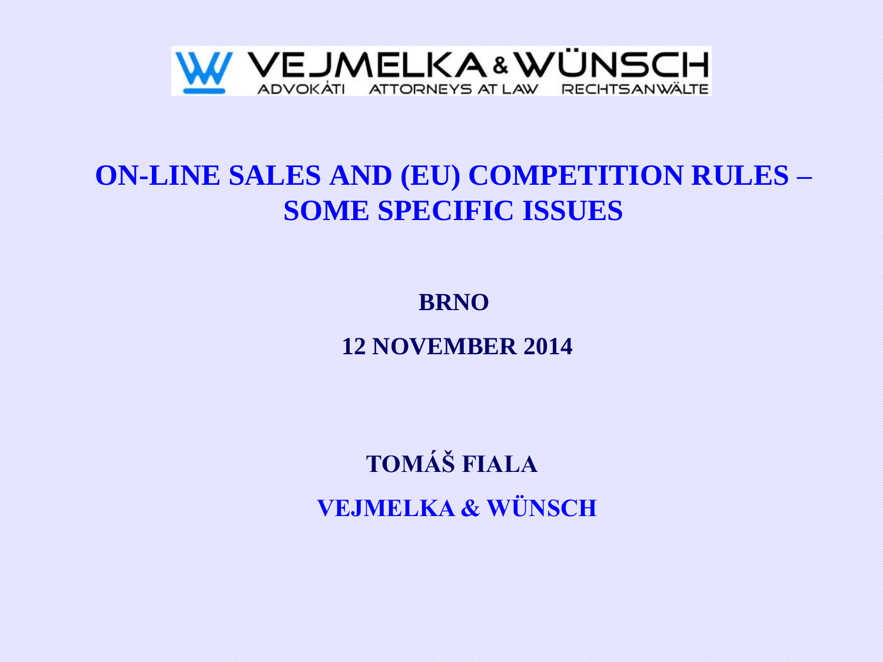VEJMELKA & WÜNSCH

ADVOKÁTI ATTORNEYS AT LAW RECHTSANWÄLTE

# ON-LINE SALES AND (EU) COMPETITION RULES – SOME SPECIFIC ISSUES

**BRNO**

**12 NOVEMBER 2014**

**TOMÁŠ FIALA**

**VEJMELKA & WÜNSCH**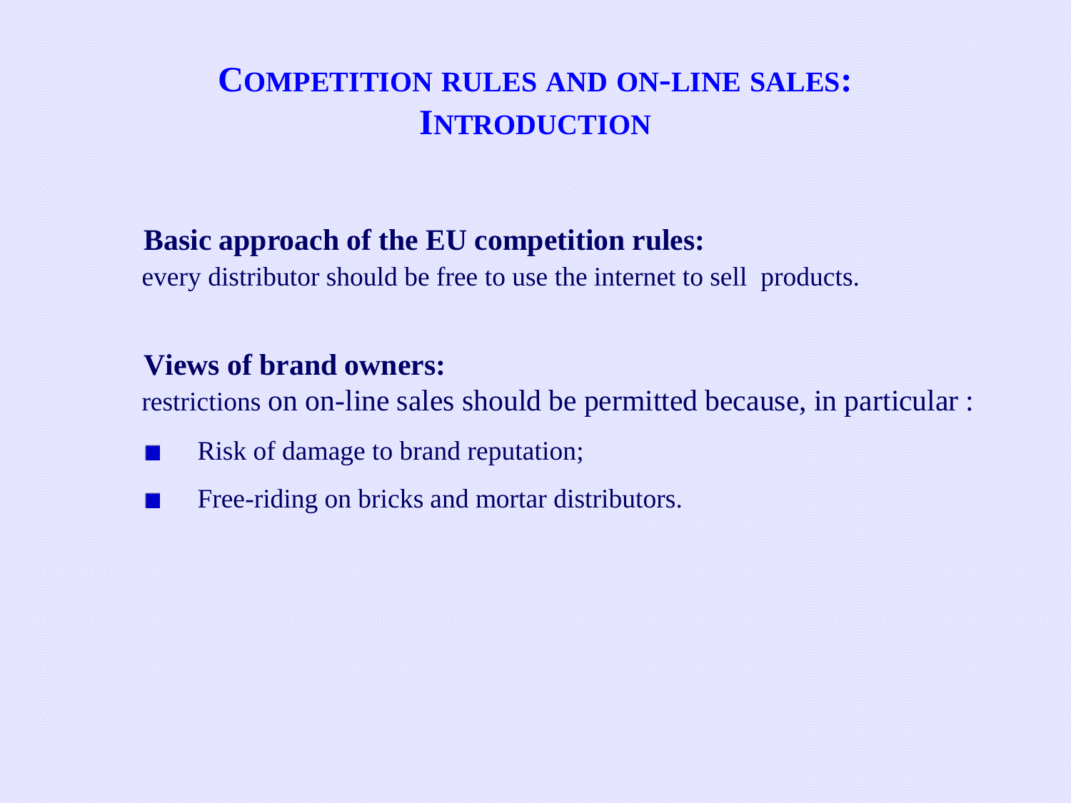# COMPETITION RULES AND ON-LINE SALES: INTRODUCTION

**Basic approach of the EU competition rules:**
every distributor should be free to use the internet to sell products.

**Views of brand owners:**
restrictions on on-line sales should be permitted because, in particular :

- Risk of damage to brand reputation;
- Free-riding on bricks and mortar distributors.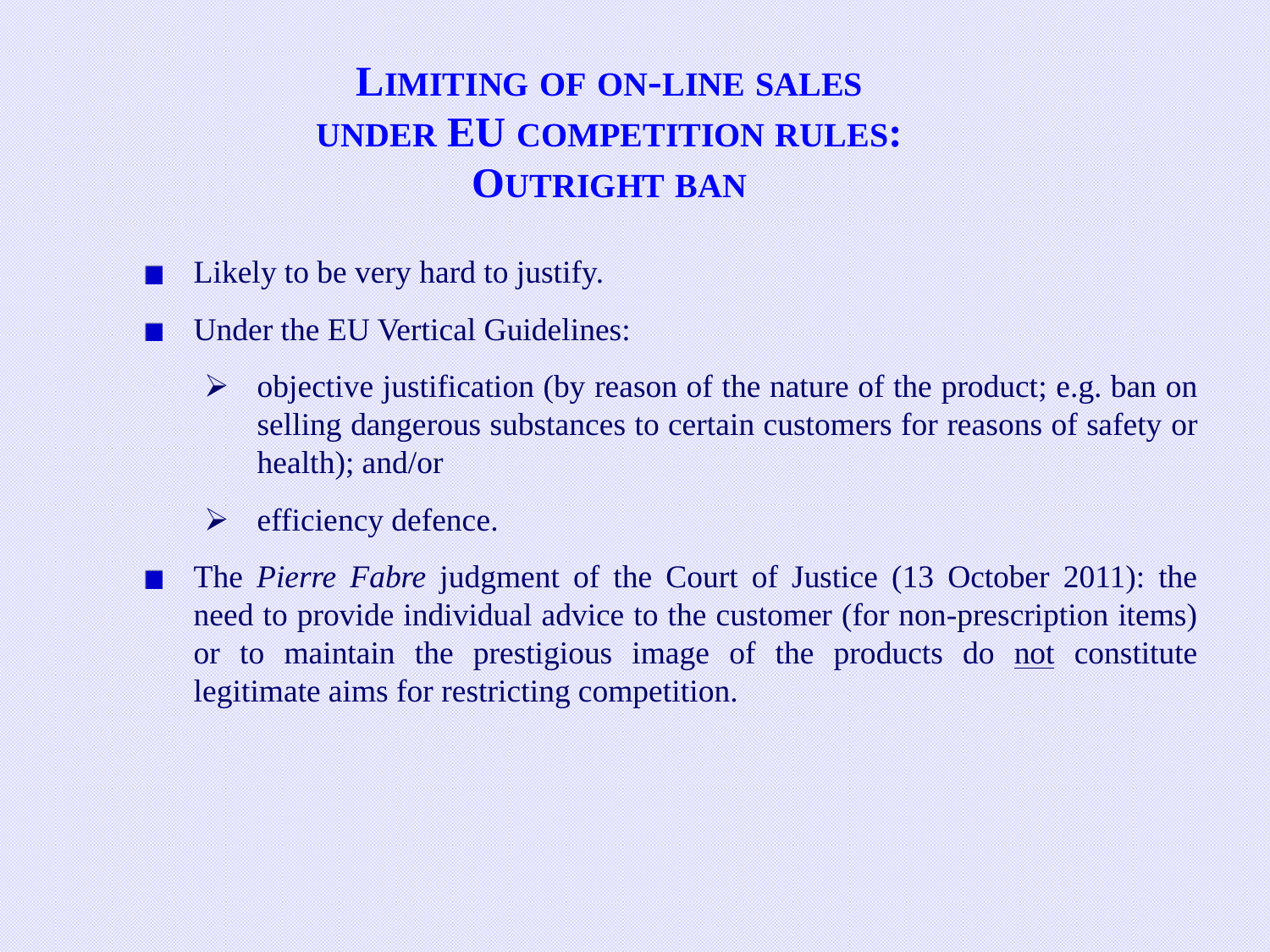# Limiting of on-line sales under EU competition rules: Outright ban

- Likely to be very hard to justify.
- Under the EU Vertical Guidelines:
  - objective justification (by reason of the nature of the product; e.g. ban on selling dangerous substances to certain customers for reasons of safety or health); and/or
  - efficiency defence.
- The *Pierre Fabre* judgment of the Court of Justice (13 October 2011): the need to provide individual advice to the customer (for non-prescription items) or to maintain the prestigious image of the products do <u>not</u> constitute legitimate aims for restricting competition.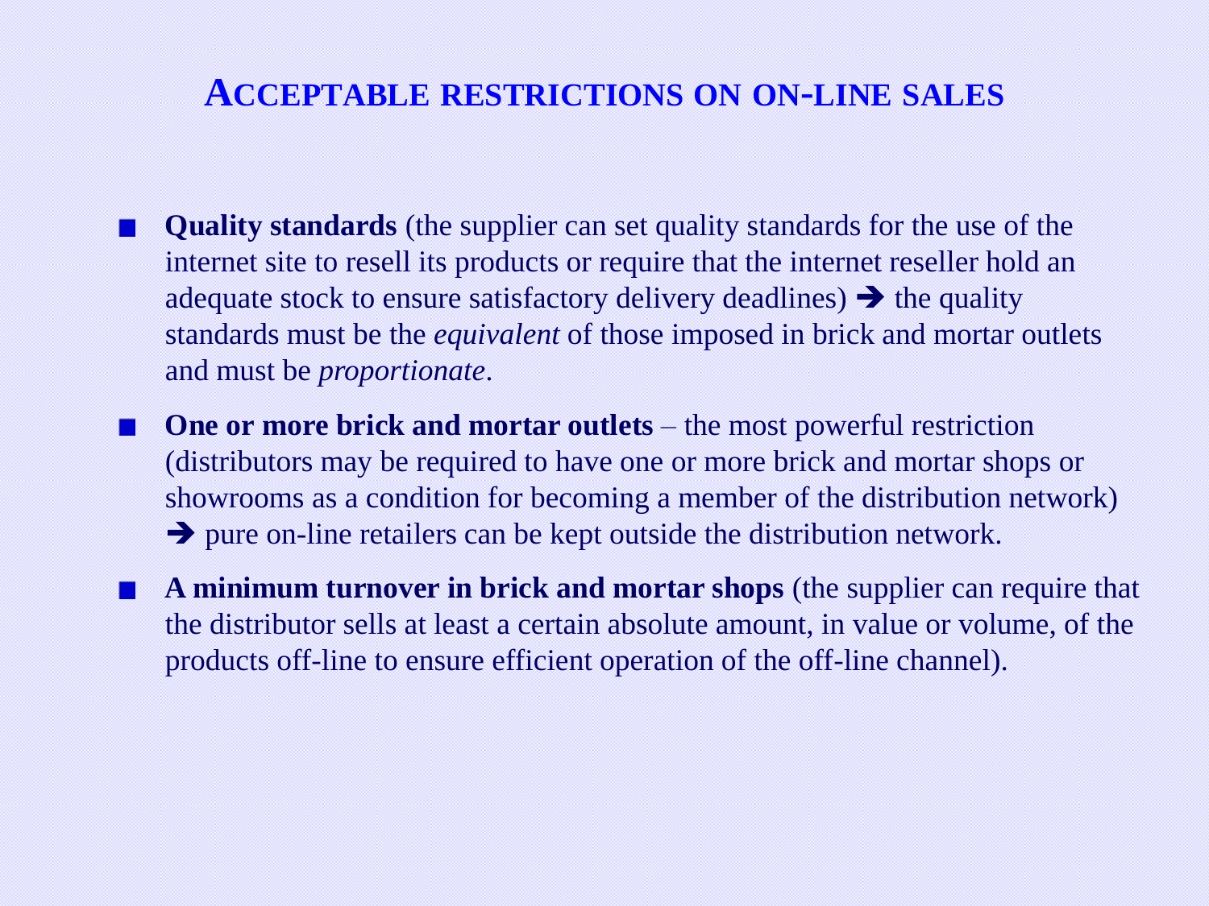## ACCEPTABLE RESTRICTIONS ON ON-LINE SALES

- **Quality standards** (the supplier can set quality standards for the use of the internet site to resell its products or require that the internet reseller hold an adequate stock to ensure satisfactory delivery deadlines) ➔ the quality standards must be the *equivalent* of those imposed in brick and mortar outlets and must be *proportionate*.
- **One or more brick and mortar outlets** – the most powerful restriction (distributors may be required to have one or more brick and mortar shops or showrooms as a condition for becoming a member of the distribution network) ➔ pure on-line retailers can be kept outside the distribution network.
- **A minimum turnover in brick and mortar shops** (the supplier can require that the distributor sells at least a certain absolute amount, in value or volume, of the products off-line to ensure efficient operation of the off-line channel).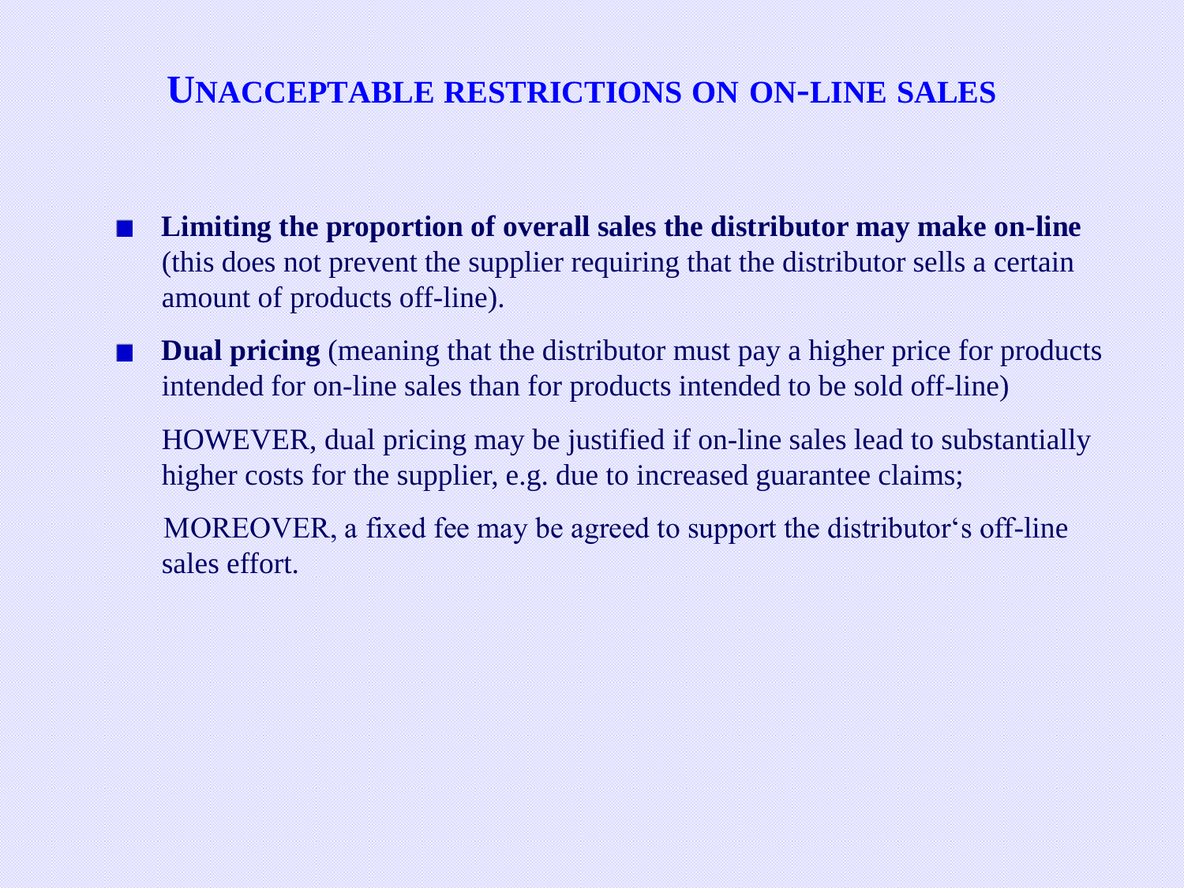## UNACCEPTABLE RESTRICTIONS ON ON-LINE SALES

- **Limiting the proportion of overall sales the distributor may make on-line** (this does not prevent the supplier requiring that the distributor sells a certain amount of products off-line).
- **Dual pricing** (meaning that the distributor must pay a higher price for products intended for on-line sales than for products intended to be sold off-line)

  HOWEVER, dual pricing may be justified if on-line sales lead to substantially higher costs for the supplier, e.g. due to increased guarantee claims;

  MOREOVER, a fixed fee may be agreed to support the distributor's off-line sales effort.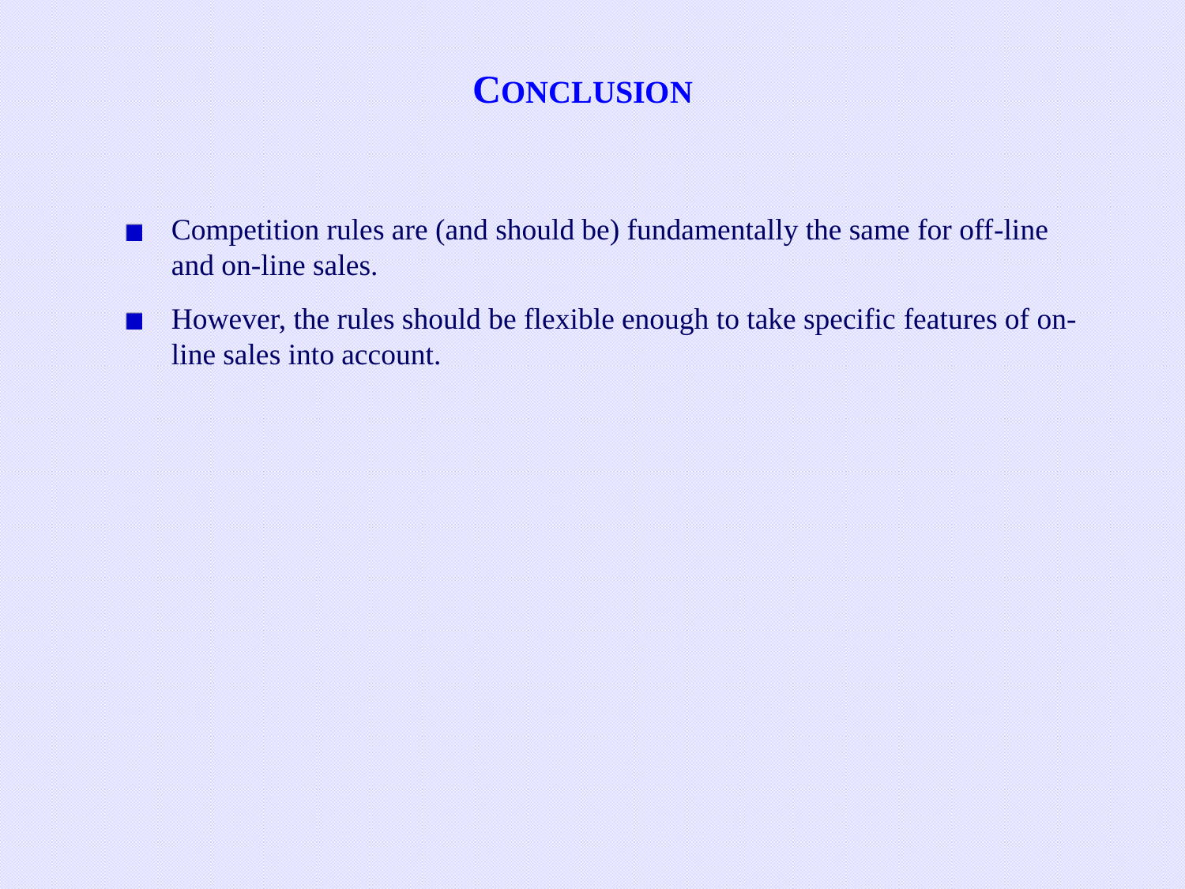# Conclusion

- Competition rules are (and should be) fundamentally the same for off-line and on-line sales.
- However, the rules should be flexible enough to take specific features of on-line sales into account.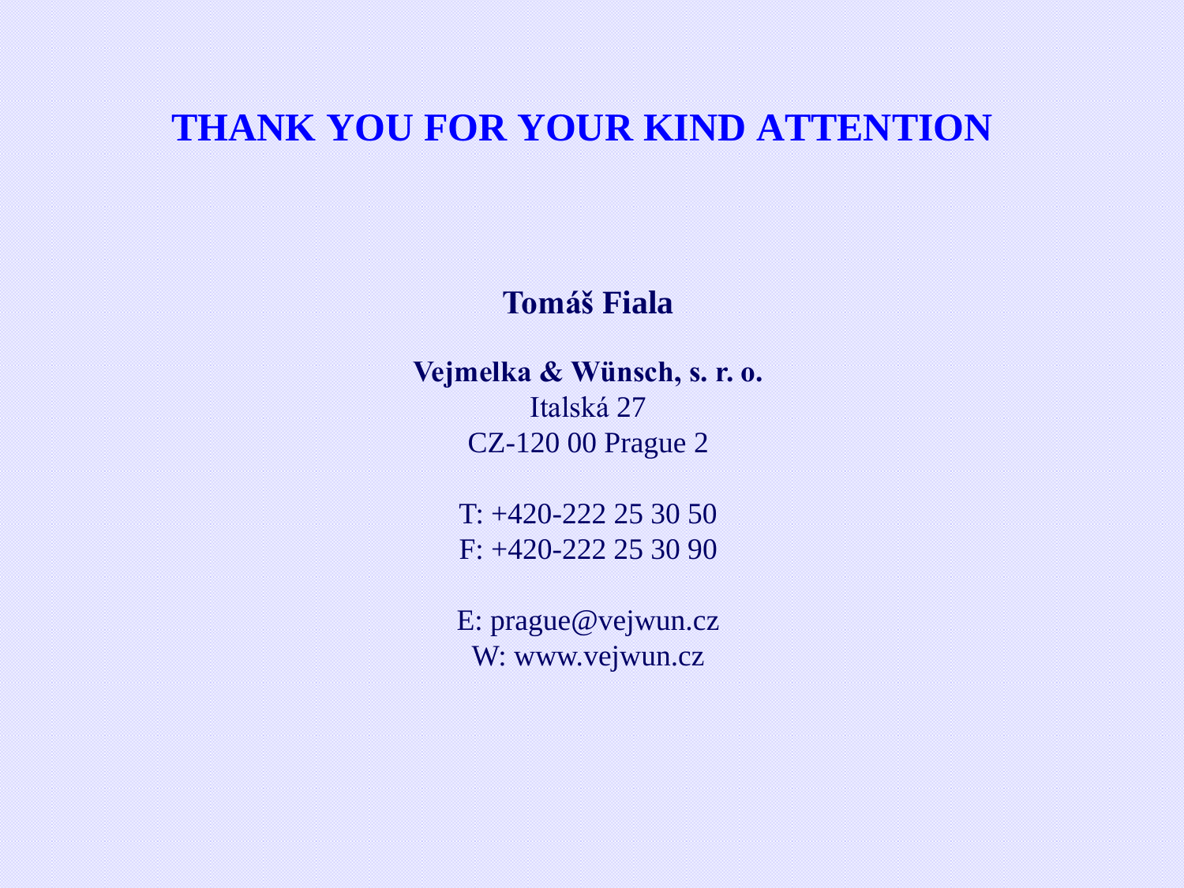# THANK YOU FOR YOUR KIND ATTENTION

**Tomáš Fiala**

**Vejmelka & Wünsch, s. r. o.**
Italská 27
CZ-120 00 Prague 2

T: +420-222 25 30 50
F: +420-222 25 30 90

E: prague@vejwun.cz
W: www.vejwun.cz